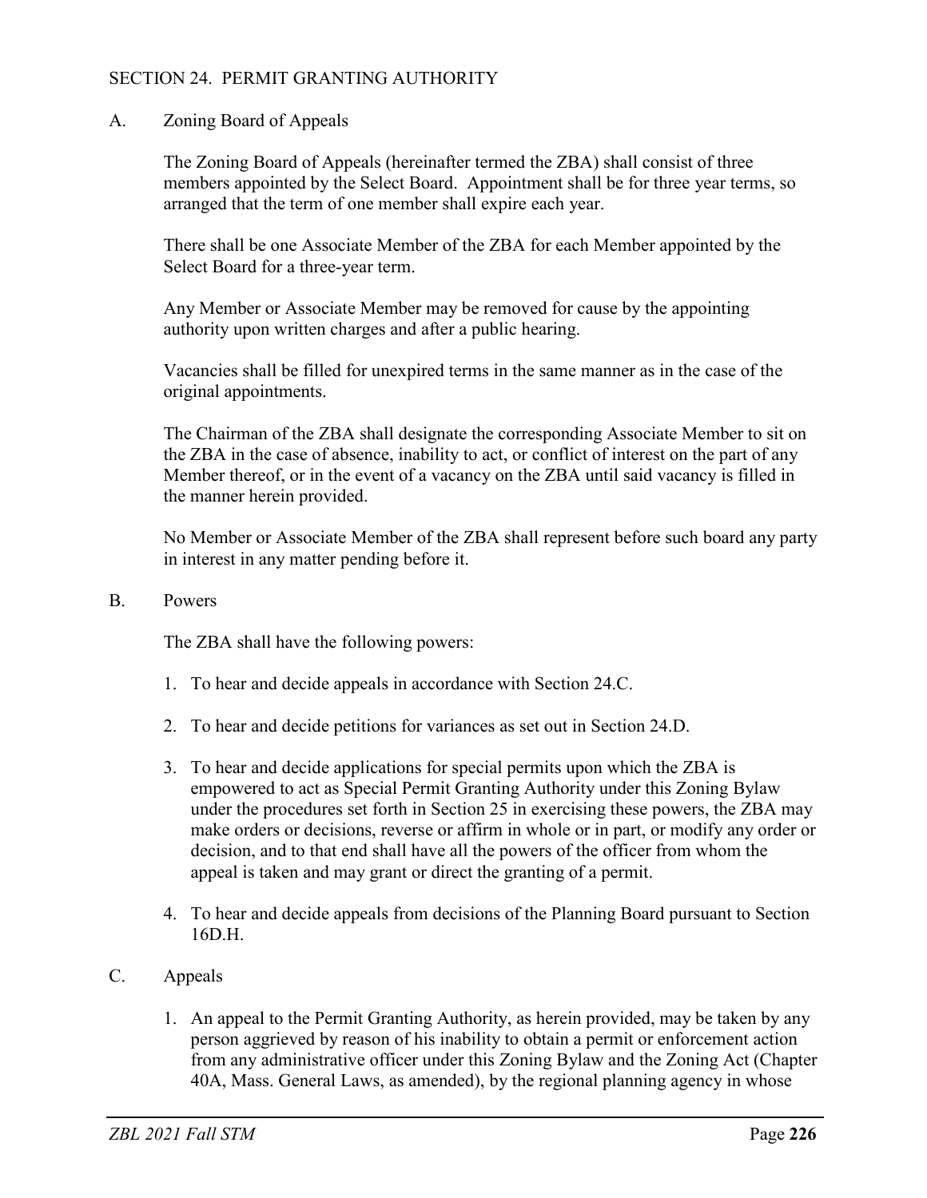## SECTION 24. PERMIT GRANTING AUTHORITY

### A. Zoning Board of Appeals

The Zoning Board of Appeals (hereinafter termed the ZBA) shall consist of three members appointed by the Select Board. Appointment shall be for three year terms, so arranged that the term of one member shall expire each year.

There shall be one Associate Member of the ZBA for each Member appointed by the Select Board for a three-year term.

Any Member or Associate Member may be removed for cause by the appointing authority upon written charges and after a public hearing.

Vacancies shall be filled for unexpired terms in the same manner as in the case of the original appointments.

The Chairman of the ZBA shall designate the corresponding Associate Member to sit on the ZBA in the case of absence, inability to act, or conflict of interest on the part of any Member thereof, or in the event of a vacancy on the ZBA until said vacancy is filled in the manner herein provided.

No Member or Associate Member of the ZBA shall represent before such board any party in interest in any matter pending before it.

### B. Powers

The ZBA shall have the following powers:

1. To hear and decide appeals in accordance with Section 24.C.
2. To hear and decide petitions for variances as set out in Section 24.D.
3. To hear and decide applications for special permits upon which the ZBA is empowered to act as Special Permit Granting Authority under this Zoning Bylaw under the procedures set forth in Section 25 in exercising these powers, the ZBA may make orders or decisions, reverse or affirm in whole or in part, or modify any order or decision, and to that end shall have all the powers of the officer from whom the appeal is taken and may grant or direct the granting of a permit.
4. To hear and decide appeals from decisions of the Planning Board pursuant to Section 16D.H.

### C. Appeals

1. An appeal to the Permit Granting Authority, as herein provided, may be taken by any person aggrieved by reason of his inability to obtain a permit or enforcement action from any administrative officer under this Zoning Bylaw and the Zoning Act (Chapter 40A, Mass. General Laws, as amended), by the regional planning agency in whose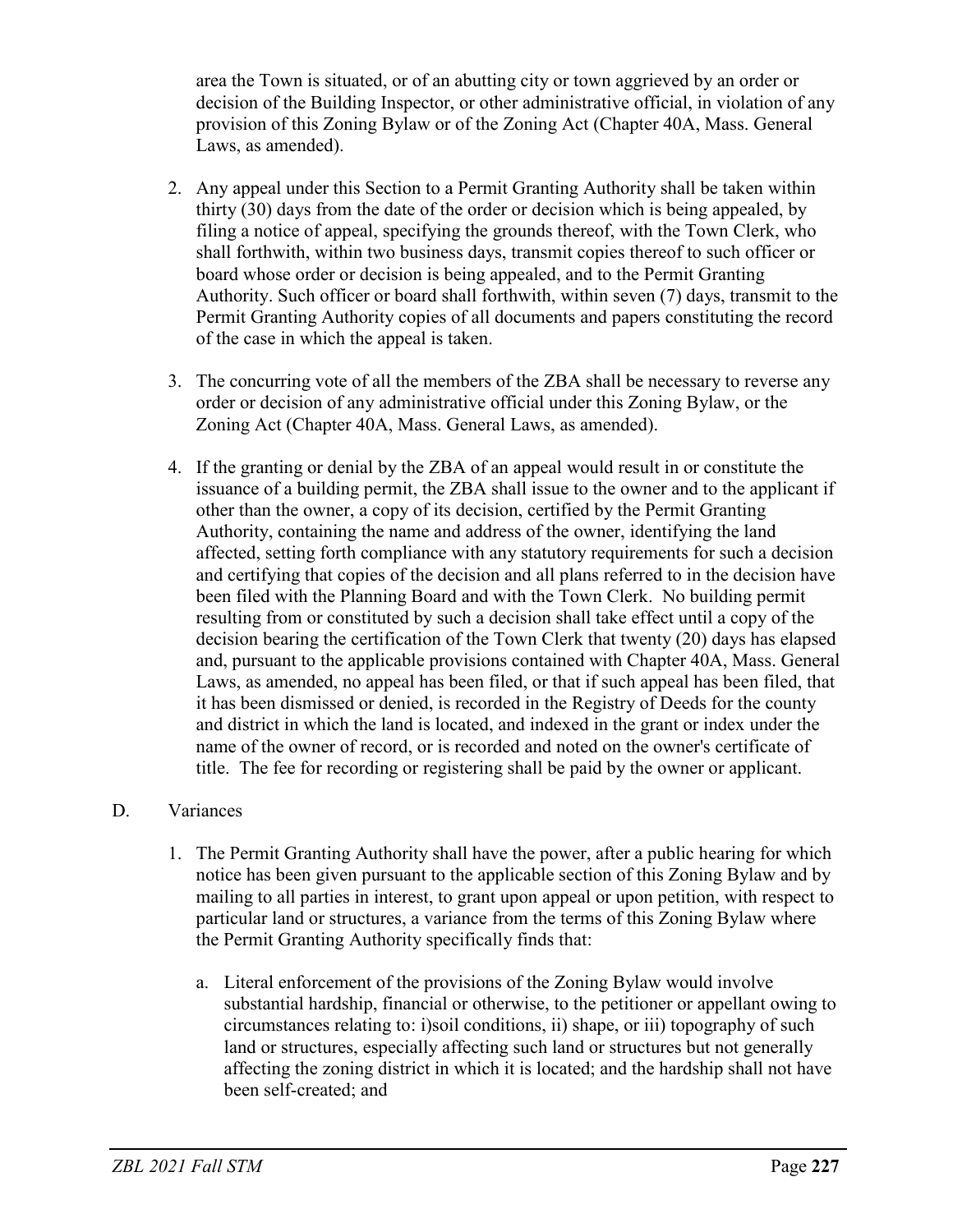area the Town is situated, or of an abutting city or town aggrieved by an order or decision of the Building Inspector, or other administrative official, in violation of any provision of this Zoning Bylaw or of the Zoning Act (Chapter 40A, Mass. General Laws, as amended).

2. Any appeal under this Section to a Permit Granting Authority shall be taken within thirty (30) days from the date of the order or decision which is being appealed, by filing a notice of appeal, specifying the grounds thereof, with the Town Clerk, who shall forthwith, within two business days, transmit copies thereof to such officer or board whose order or decision is being appealed, and to the Permit Granting Authority. Such officer or board shall forthwith, within seven (7) days, transmit to the Permit Granting Authority copies of all documents and papers constituting the record of the case in which the appeal is taken.

3. The concurring vote of all the members of the ZBA shall be necessary to reverse any order or decision of any administrative official under this Zoning Bylaw, or the Zoning Act (Chapter 40A, Mass. General Laws, as amended).

4. If the granting or denial by the ZBA of an appeal would result in or constitute the issuance of a building permit, the ZBA shall issue to the owner and to the applicant if other than the owner, a copy of its decision, certified by the Permit Granting Authority, containing the name and address of the owner, identifying the land affected, setting forth compliance with any statutory requirements for such a decision and certifying that copies of the decision and all plans referred to in the decision have been filed with the Planning Board and with the Town Clerk. No building permit resulting from or constituted by such a decision shall take effect until a copy of the decision bearing the certification of the Town Clerk that twenty (20) days has elapsed and, pursuant to the applicable provisions contained with Chapter 40A, Mass. General Laws, as amended, no appeal has been filed, or that if such appeal has been filed, that it has been dismissed or denied, is recorded in the Registry of Deeds for the county and district in which the land is located, and indexed in the grant or index under the name of the owner of record, or is recorded and noted on the owner's certificate of title. The fee for recording or registering shall be paid by the owner or applicant.

D. Variances

1. The Permit Granting Authority shall have the power, after a public hearing for which notice has been given pursuant to the applicable section of this Zoning Bylaw and by mailing to all parties in interest, to grant upon appeal or upon petition, with respect to particular land or structures, a variance from the terms of this Zoning Bylaw where the Permit Granting Authority specifically finds that:

   a. Literal enforcement of the provisions of the Zoning Bylaw would involve substantial hardship, financial or otherwise, to the petitioner or appellant owing to circumstances relating to: i)soil conditions, ii) shape, or iii) topography of such land or structures, especially affecting such land or structures but not generally affecting the zoning district in which it is located; and the hardship shall not have been self-created; and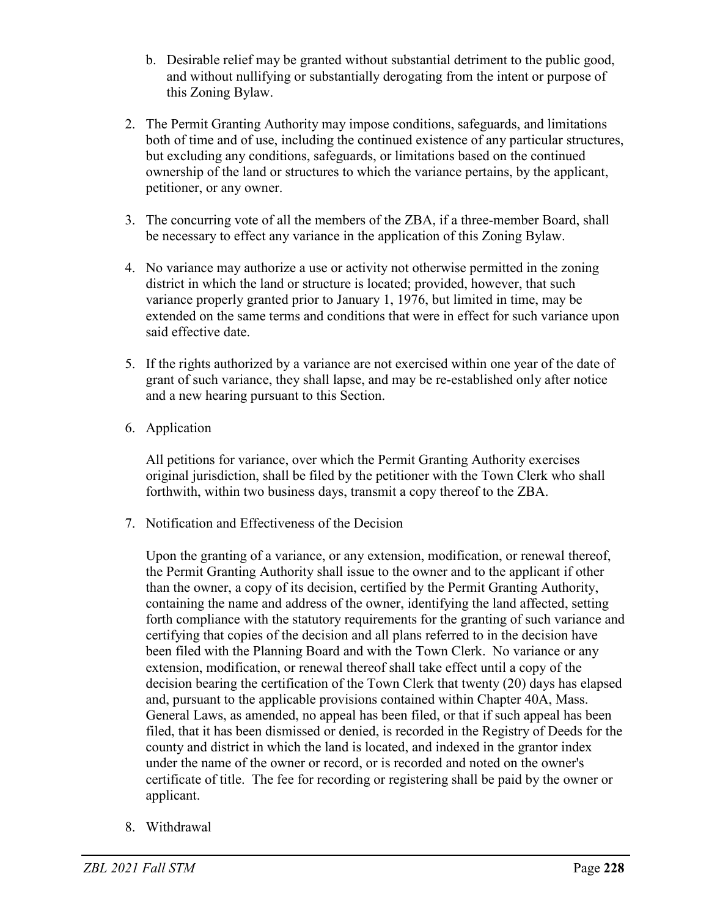b. Desirable relief may be granted without substantial detriment to the public good, and without nullifying or substantially derogating from the intent or purpose of this Zoning Bylaw.

2. The Permit Granting Authority may impose conditions, safeguards, and limitations both of time and of use, including the continued existence of any particular structures, but excluding any conditions, safeguards, or limitations based on the continued ownership of the land or structures to which the variance pertains, by the applicant, petitioner, or any owner.

3. The concurring vote of all the members of the ZBA, if a three-member Board, shall be necessary to effect any variance in the application of this Zoning Bylaw.

4. No variance may authorize a use or activity not otherwise permitted in the zoning district in which the land or structure is located; provided, however, that such variance properly granted prior to January 1, 1976, but limited in time, may be extended on the same terms and conditions that were in effect for such variance upon said effective date.

5. If the rights authorized by a variance are not exercised within one year of the date of grant of such variance, they shall lapse, and may be re-established only after notice and a new hearing pursuant to this Section.

6. Application

   All petitions for variance, over which the Permit Granting Authority exercises original jurisdiction, shall be filed by the petitioner with the Town Clerk who shall forthwith, within two business days, transmit a copy thereof to the ZBA.

7. Notification and Effectiveness of the Decision

   Upon the granting of a variance, or any extension, modification, or renewal thereof, the Permit Granting Authority shall issue to the owner and to the applicant if other than the owner, a copy of its decision, certified by the Permit Granting Authority, containing the name and address of the owner, identifying the land affected, setting forth compliance with the statutory requirements for the granting of such variance and certifying that copies of the decision and all plans referred to in the decision have been filed with the Planning Board and with the Town Clerk. No variance or any extension, modification, or renewal thereof shall take effect until a copy of the decision bearing the certification of the Town Clerk that twenty (20) days has elapsed and, pursuant to the applicable provisions contained within Chapter 40A, Mass. General Laws, as amended, no appeal has been filed, or that if such appeal has been filed, that it has been dismissed or denied, is recorded in the Registry of Deeds for the county and district in which the land is located, and indexed in the grantor index under the name of the owner or record, or is recorded and noted on the owner's certificate of title. The fee for recording or registering shall be paid by the owner or applicant.

8. Withdrawal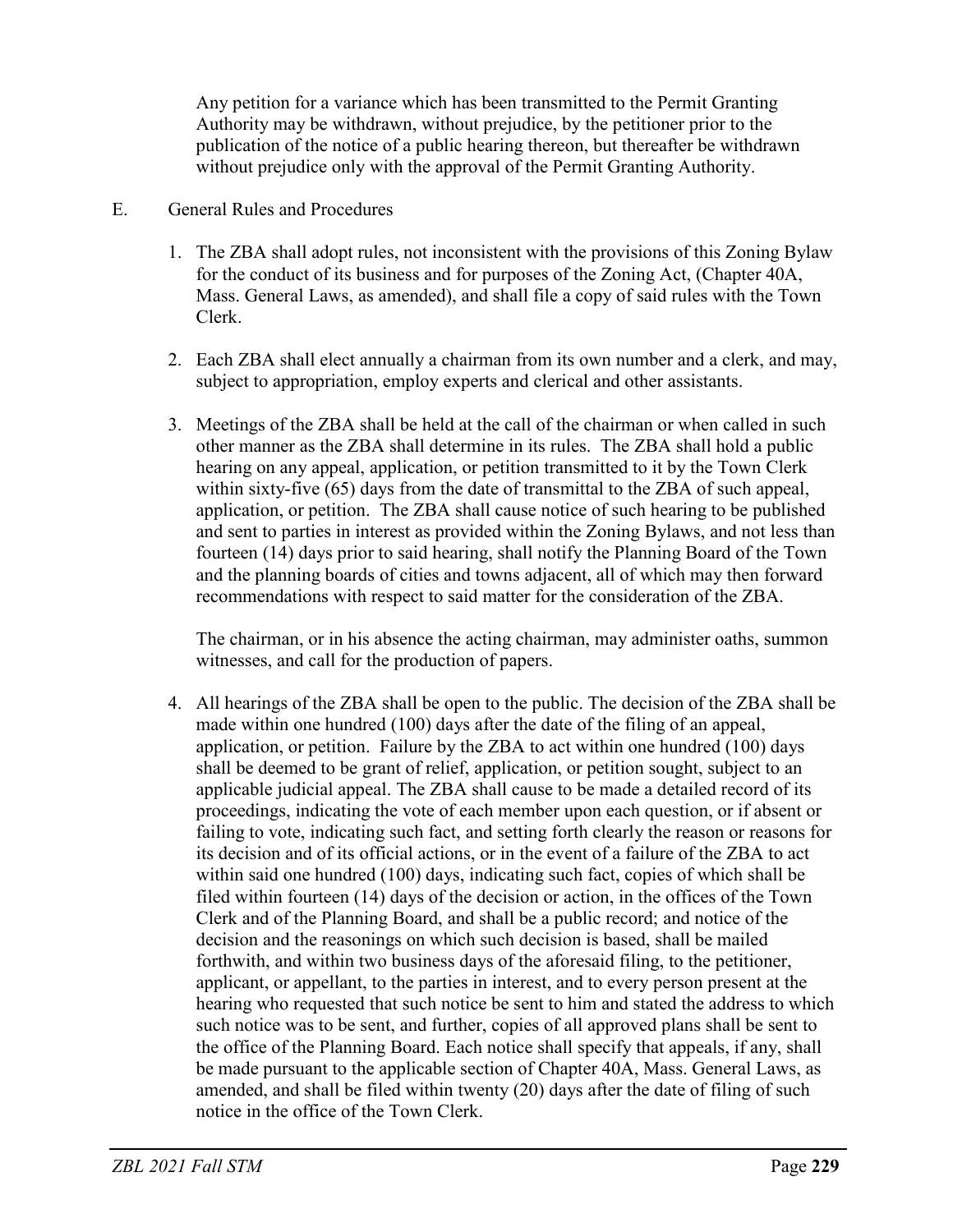Any petition for a variance which has been transmitted to the Permit Granting Authority may be withdrawn, without prejudice, by the petitioner prior to the publication of the notice of a public hearing thereon, but thereafter be withdrawn without prejudice only with the approval of the Permit Granting Authority.

E. General Rules and Procedures

1. The ZBA shall adopt rules, not inconsistent with the provisions of this Zoning Bylaw for the conduct of its business and for purposes of the Zoning Act, (Chapter 40A, Mass. General Laws, as amended), and shall file a copy of said rules with the Town Clerk.

2. Each ZBA shall elect annually a chairman from its own number and a clerk, and may, subject to appropriation, employ experts and clerical and other assistants.

3. Meetings of the ZBA shall be held at the call of the chairman or when called in such other manner as the ZBA shall determine in its rules. The ZBA shall hold a public hearing on any appeal, application, or petition transmitted to it by the Town Clerk within sixty-five (65) days from the date of transmittal to the ZBA of such appeal, application, or petition. The ZBA shall cause notice of such hearing to be published and sent to parties in interest as provided within the Zoning Bylaws, and not less than fourteen (14) days prior to said hearing, shall notify the Planning Board of the Town and the planning boards of cities and towns adjacent, all of which may then forward recommendations with respect to said matter for the consideration of the ZBA.

   The chairman, or in his absence the acting chairman, may administer oaths, summon witnesses, and call for the production of papers.

4. All hearings of the ZBA shall be open to the public. The decision of the ZBA shall be made within one hundred (100) days after the date of the filing of an appeal, application, or petition. Failure by the ZBA to act within one hundred (100) days shall be deemed to be grant of relief, application, or petition sought, subject to an applicable judicial appeal. The ZBA shall cause to be made a detailed record of its proceedings, indicating the vote of each member upon each question, or if absent or failing to vote, indicating such fact, and setting forth clearly the reason or reasons for its decision and of its official actions, or in the event of a failure of the ZBA to act within said one hundred (100) days, indicating such fact, copies of which shall be filed within fourteen (14) days of the decision or action, in the offices of the Town Clerk and of the Planning Board, and shall be a public record; and notice of the decision and the reasonings on which such decision is based, shall be mailed forthwith, and within two business days of the aforesaid filing, to the petitioner, applicant, or appellant, to the parties in interest, and to every person present at the hearing who requested that such notice be sent to him and stated the address to which such notice was to be sent, and further, copies of all approved plans shall be sent to the office of the Planning Board. Each notice shall specify that appeals, if any, shall be made pursuant to the applicable section of Chapter 40A, Mass. General Laws, as amended, and shall be filed within twenty (20) days after the date of filing of such notice in the office of the Town Clerk.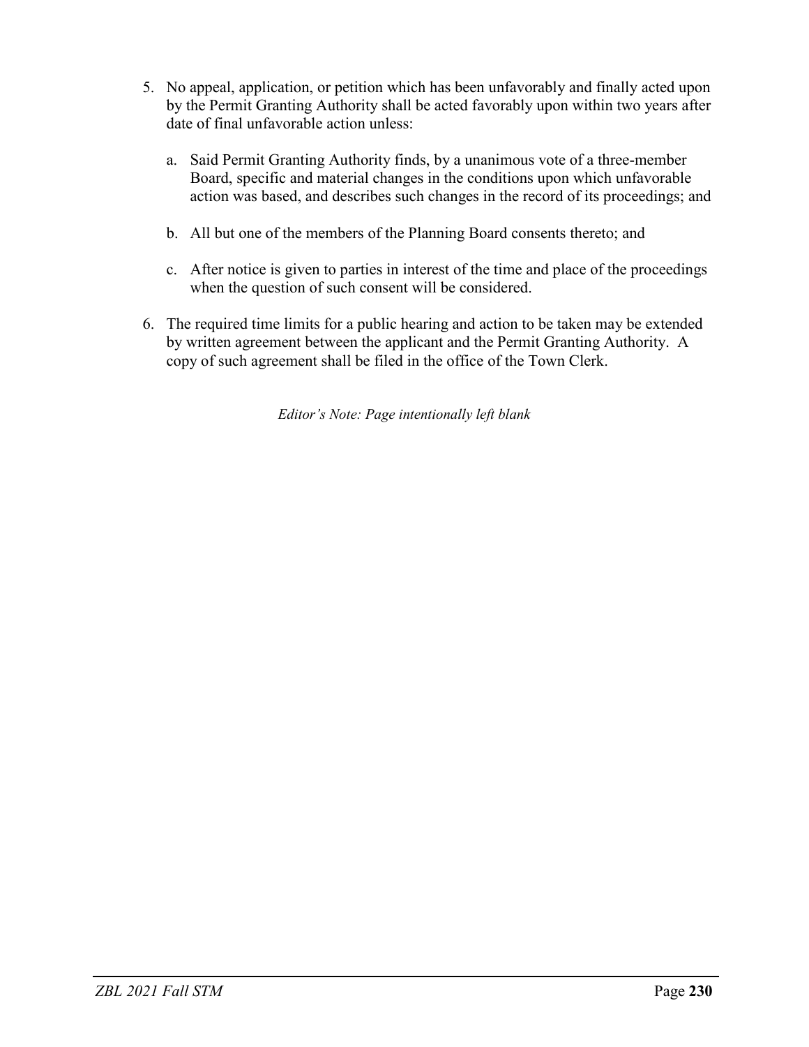5. No appeal, application, or petition which has been unfavorably and finally acted upon by the Permit Granting Authority shall be acted favorably upon within two years after date of final unfavorable action unless:

   a. Said Permit Granting Authority finds, by a unanimous vote of a three-member Board, specific and material changes in the conditions upon which unfavorable action was based, and describes such changes in the record of its proceedings; and

   b. All but one of the members of the Planning Board consents thereto; and

   c. After notice is given to parties in interest of the time and place of the proceedings when the question of such consent will be considered.

6. The required time limits for a public hearing and action to be taken may be extended by written agreement between the applicant and the Permit Granting Authority. A copy of such agreement shall be filed in the office of the Town Clerk.

*Editor's Note: Page intentionally left blank*